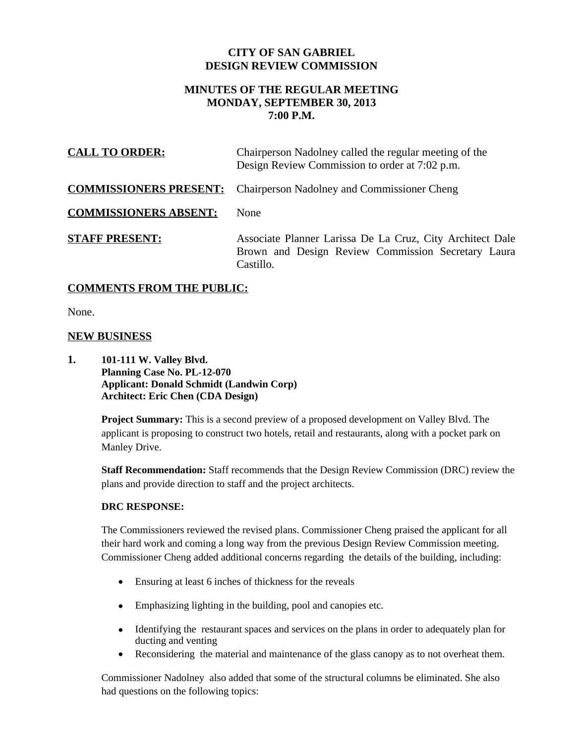# CITY OF SAN GABRIEL
# DESIGN REVIEW COMMISSION

## MINUTES OF THE REGULAR MEETING
## MONDAY, SEPTEMBER 30, 2013
## 7:00 P.M.

**CALL TO ORDER:** Chairperson Nadolney called the regular meeting of the Design Review Commission to order at 7:02 p.m.

**COMMISSIONERS PRESENT:** Chairperson Nadolney and Commissioner Cheng

**COMMISSIONERS ABSENT:** None

**STAFF PRESENT:** Associate Planner Larissa De La Cruz, City Architect Dale Brown and Design Review Commission Secretary Laura Castillo.

**COMMENTS FROM THE PUBLIC:**

None.

**NEW BUSINESS**

**1. 101-111 W. Valley Blvd.**
**Planning Case No. PL-12-070**
**Applicant: Donald Schmidt (Landwin Corp)**
**Architect: Eric Chen (CDA Design)**

**Project Summary:** This is a second preview of a proposed development on Valley Blvd. The applicant is proposing to construct two hotels, retail and restaurants, along with a pocket park on Manley Drive.

**Staff Recommendation:** Staff recommends that the Design Review Commission (DRC) review the plans and provide direction to staff and the project architects.

**DRC RESPONSE:**

The Commissioners reviewed the revised plans. Commissioner Cheng praised the applicant for all their hard work and coming a long way from the previous Design Review Commission meeting. Commissioner Cheng added additional concerns regarding the details of the building, including:

- Ensuring at least 6 inches of thickness for the reveals
- Emphasizing lighting in the building, pool and canopies etc.
- Identifying the restaurant spaces and services on the plans in order to adequately plan for ducting and venting
- Reconsidering the material and maintenance of the glass canopy as to not overheat them.

Commissioner Nadolney also added that some of the structural columns be eliminated. She also had questions on the following topics: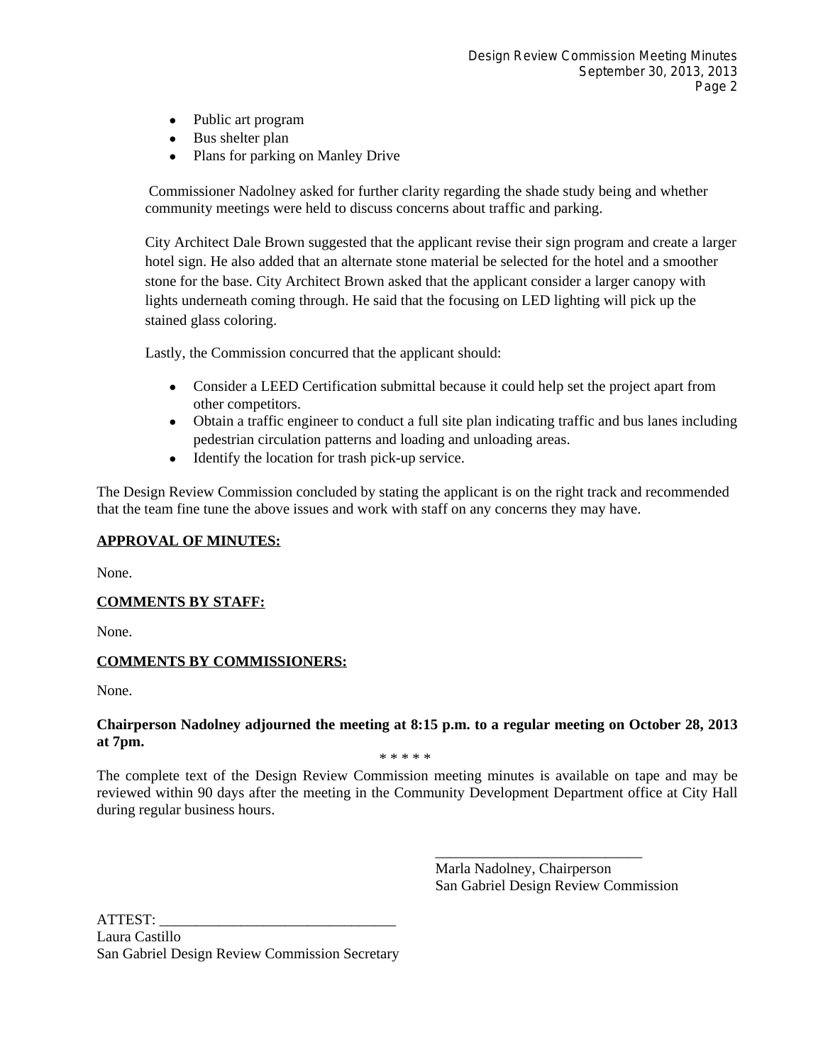- Public art program
- Bus shelter plan
- Plans for parking on Manley Drive

Commissioner Nadolney asked for further clarity regarding the shade study being and whether community meetings were held to discuss concerns about traffic and parking.

City Architect Dale Brown suggested that the applicant revise their sign program and create a larger hotel sign. He also added that an alternate stone material be selected for the hotel and a smoother stone for the base. City Architect Brown asked that the applicant consider a larger canopy with lights underneath coming through. He said that the focusing on LED lighting will pick up the stained glass coloring.

Lastly, the Commission concurred that the applicant should:

- Consider a LEED Certification submittal because it could help set the project apart from other competitors.
- Obtain a traffic engineer to conduct a full site plan indicating traffic and bus lanes including pedestrian circulation patterns and loading and unloading areas.
- Identify the location for trash pick-up service.

The Design Review Commission concluded by stating the applicant is on the right track and recommended that the team fine tune the above issues and work with staff on any concerns they may have.

**APPROVAL OF MINUTES:**

None.

**COMMENTS BY STAFF:**

None.

**COMMENTS BY COMMISSIONERS:**

None.

**Chairperson Nadolney adjourned the meeting at 8:15 p.m. to a regular meeting on October 28, 2013 at 7pm.**

* * * * *

The complete text of the Design Review Commission meeting minutes is available on tape and may be reviewed within 90 days after the meeting in the Community Development Department office at City Hall during regular business hours.

\_\_\_\_\_\_\_\_\_\_\_\_\_\_\_\_\_\_\_\_\_\_\_\_\_\_\_\_
Marla Nadolney, Chairperson
San Gabriel Design Review Commission

ATTEST: \_\_\_\_\_\_\_\_\_\_\_\_\_\_\_\_\_\_\_\_\_\_\_\_\_\_\_\_\_\_\_\_
Laura Castillo
San Gabriel Design Review Commission Secretary